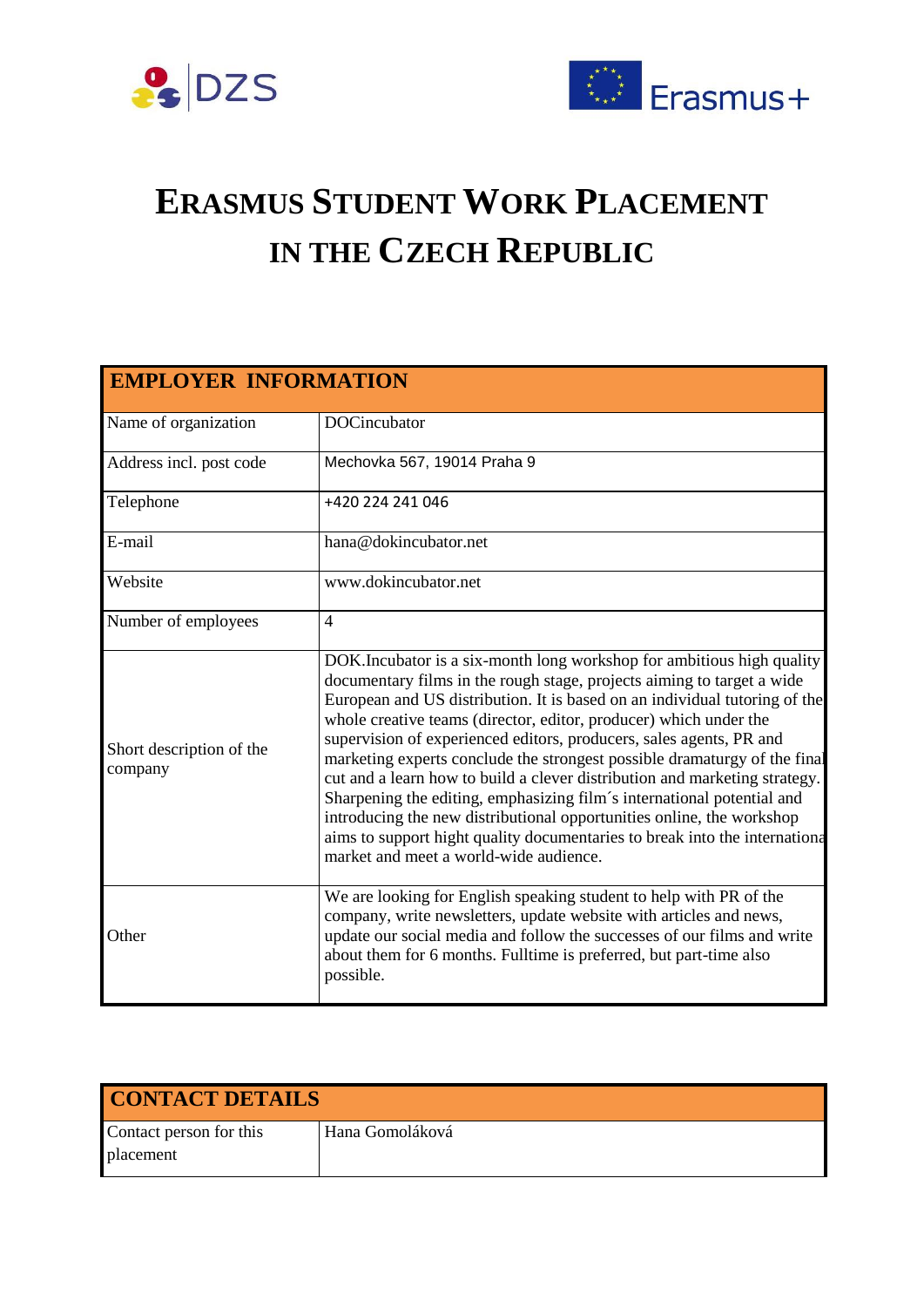# Erasmus Student Work Placement in the Czech Republic

| EMPLOYER INFORMATION | |
|---|---|
| Name of organization | DOCincubator |
| Address incl. post code | Mechovka 567, 19014 Praha 9 |
| Telephone | +420 224 241 046 |
| E-mail | hana@dokincubator.net |
| Website | www.dokincubator.net |
| Number of employees | 4 |
| Short description of the company | DOK.Incubator is a six-month long workshop for ambitious high quality documentary films in the rough stage, projects aiming to target a wide European and US distribution. It is based on an individual tutoring of the whole creative teams (director, editor, producer) which under the supervision of experienced editors, producers, sales agents, PR and marketing experts conclude the strongest possible dramaturgy of the final cut and a learn how to build a clever distribution and marketing strategy. Sharpening the editing, emphasizing film´s international potential and introducing the new distributional opportunities online, the workshop aims to support hight quality documentaries to break into the international market and meet a world-wide audience. |
| Other | We are looking for English speaking student to help with PR of the company, write newsletters, update website with articles and news, update our social media and follow the successes of our films and write about them for 6 months. Fulltime is preferred, but part-time also possible. |

| CONTACT DETAILS | |
|---|---|
| Contact person for this placement | Hana Gomoláková |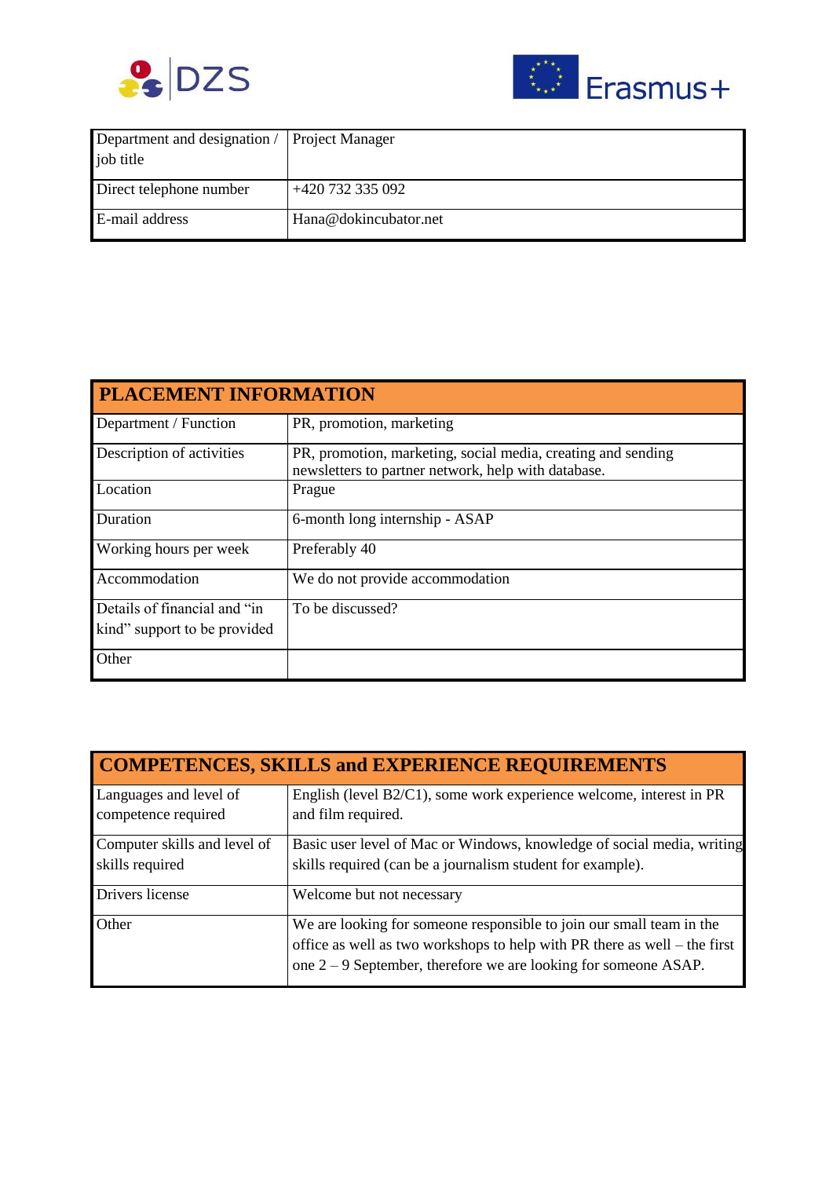| Department and designation / job title | Project Manager |
|---|---|
| Direct telephone number | +420 732 335 092 |
| E-mail address | Hana@dokincubator.net |

| PLACEMENT INFORMATION | |
|---|---|
| Department / Function | PR, promotion, marketing |
| Description of activities | PR, promotion, marketing, social media, creating and sending newsletters to partner network, help with database. |
| Location | Prague |
| Duration | 6-month long internship - ASAP |
| Working hours per week | Preferably 40 |
| Accommodation | We do not provide accommodation |
| Details of financial and "in kind" support to be provided | To be discussed? |
| Other | |

| COMPETENCES, SKILLS and EXPERIENCE REQUIREMENTS | |
|---|---|
| Languages and level of competence required | English (level B2/C1), some work experience welcome, interest in PR and film required. |
| Computer skills and level of skills required | Basic user level of Mac or Windows, knowledge of social media, writing skills required (can be a journalism student for example). |
| Drivers license | Welcome but not necessary |
| Other | We are looking for someone responsible to join our small team in the office as well as two workshops to help with PR there as well – the first one 2 – 9 September, therefore we are looking for someone ASAP. |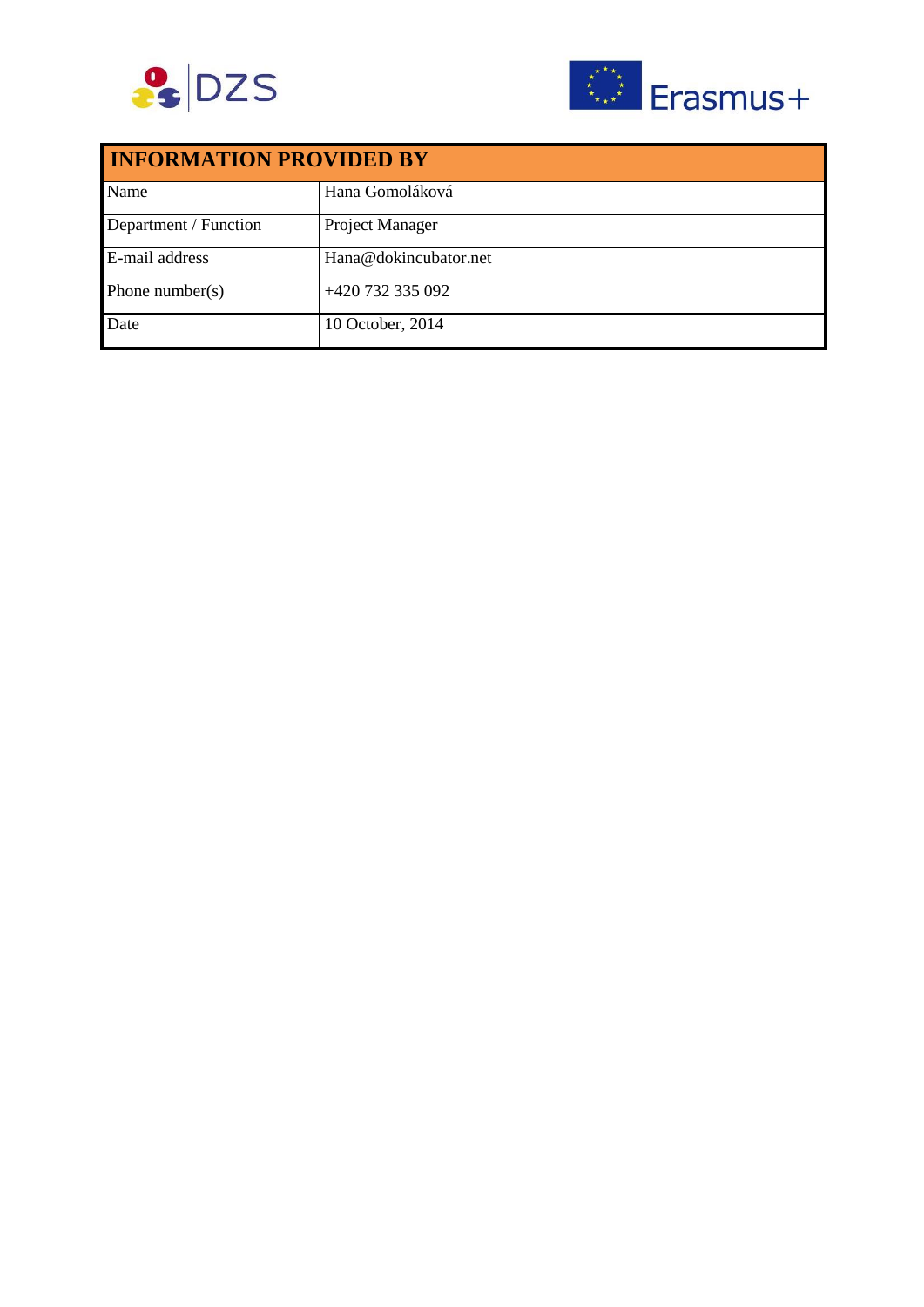| INFORMATION PROVIDED BY | |
| --- | --- |
| Name | Hana Gomoláková |
| Department / Function | Project Manager |
| E-mail address | Hana@dokincubator.net |
| Phone number(s) | +420 732 335 092 |
| Date | 10 October, 2014 |